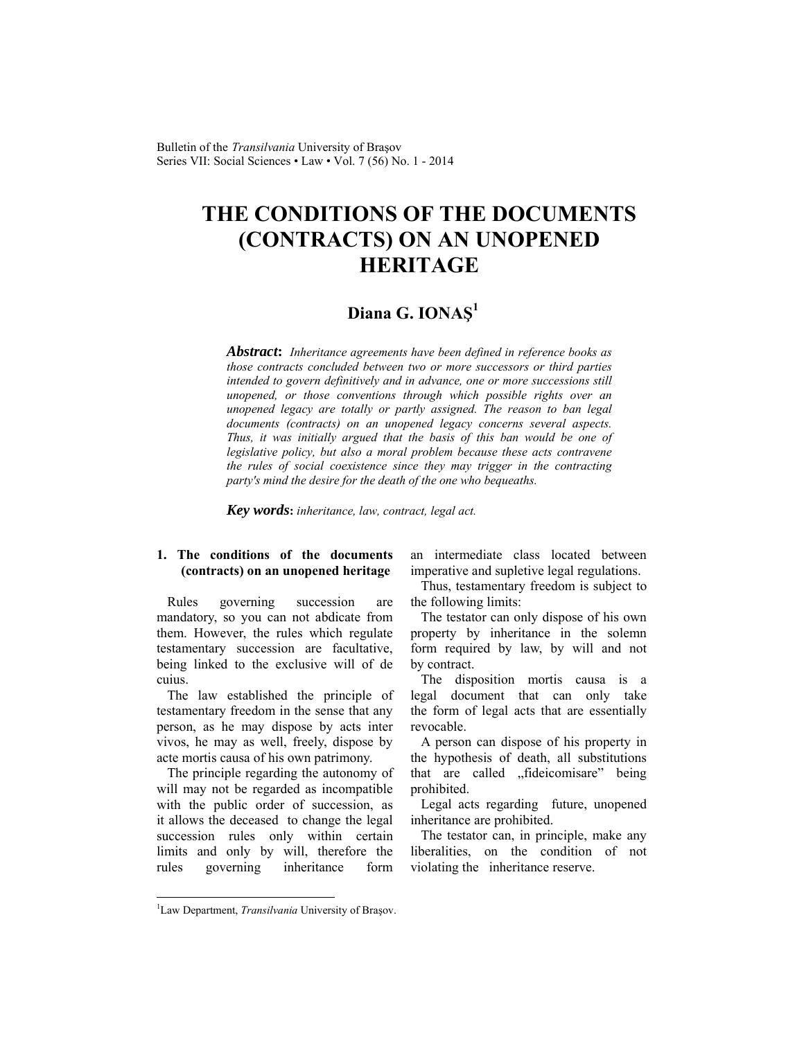# THE CONDITIONS OF THE DOCUMENTS (CONTRACTS) ON AN UNOPENED HERITAGE

**Diana G. IONAŞ**[1]

***Abstract**: Inheritance agreements have been defined in reference books as those contracts concluded between two or more successors or third parties intended to govern definitively and in advance, one or more successions still unopened, or those conventions through which possible rights over an unopened legacy are totally or partly assigned. The reason to ban legal documents (contracts) on an unopened legacy concerns several aspects. Thus, it was initially argued that the basis of this ban would be one of legislative policy, but also a moral problem because these acts contravene the rules of social coexistence since they may trigger in the contracting party's mind the desire for the death of the one who bequeaths.*

***Key words**: inheritance, law, contract, legal act.*

## 1. The conditions of the documents (contracts) on an unopened heritage

Rules governing succession are mandatory, so you can not abdicate from them. However, the rules which regulate testamentary succession are facultative, being linked to the exclusive will of de cuius.

The law established the principle of testamentary freedom in the sense that any person, as he may dispose by acts inter vivos, he may as well, freely, dispose by acte mortis causa of his own patrimony.

The principle regarding the autonomy of will may not be regarded as incompatible with the public order of succession, as it allows the deceased to change the legal succession rules only within certain limits and only by will, therefore the rules governing inheritance form an intermediate class located between imperative and supletive legal regulations.

Thus, testamentary freedom is subject to the following limits:

The testator can only dispose of his own property by inheritance in the solemn form required by law, by will and not by contract.

The disposition mortis causa is a legal document that can only take the form of legal acts that are essentially revocable.

A person can dispose of his property in the hypothesis of death, all substitutions that are called „fideicomisare" being prohibited.

Legal acts regarding future, unopened inheritance are prohibited.

The testator can, in principle, make any liberalities, on the condition of not violating the inheritance reserve.

[1] Law Department, *Transilvania* University of Braşov.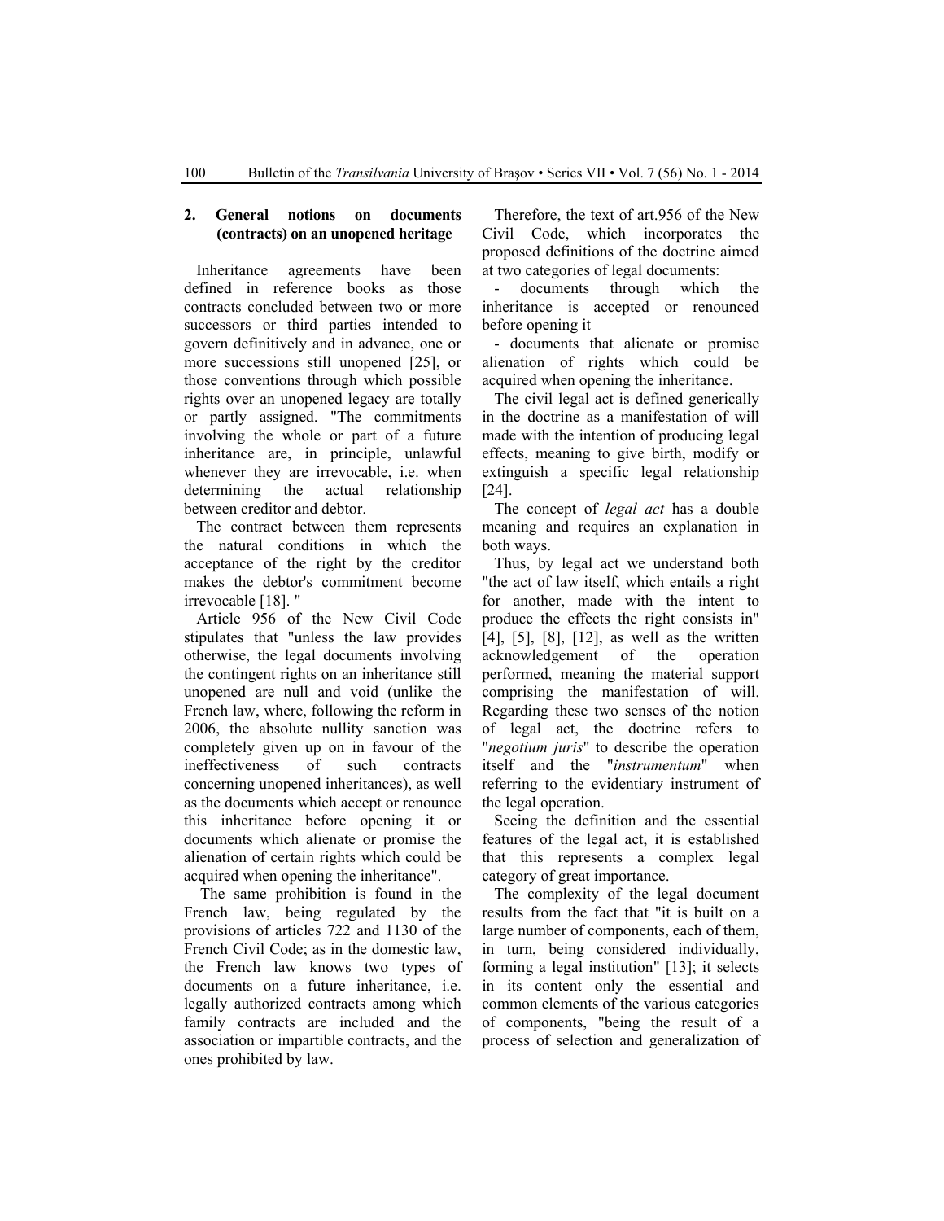## 2. General notions on documents (contracts) on an unopened heritage

Inheritance agreements have been defined in reference books as those contracts concluded between two or more successors or third parties intended to govern definitively and in advance, one or more successions still unopened [25], or those conventions through which possible rights over an unopened legacy are totally or partly assigned. "The commitments involving the whole or part of a future inheritance are, in principle, unlawful whenever they are irrevocable, i.e. when determining the actual relationship between creditor and debtor.

The contract between them represents the natural conditions in which the acceptance of the right by the creditor makes the debtor's commitment become irrevocable [18]. "

Article 956 of the New Civil Code stipulates that "unless the law provides otherwise, the legal documents involving the contingent rights on an inheritance still unopened are null and void (unlike the French law, where, following the reform in 2006, the absolute nullity sanction was completely given up on in favour of the ineffectiveness of such contracts concerning unopened inheritances), as well as the documents which accept or renounce this inheritance before opening it or documents which alienate or promise the alienation of certain rights which could be acquired when opening the inheritance".

The same prohibition is found in the French law, being regulated by the provisions of articles 722 and 1130 of the French Civil Code; as in the domestic law, the French law knows two types of documents on a future inheritance, i.e. legally authorized contracts among which family contracts are included and the association or impartible contracts, and the ones prohibited by law.

Therefore, the text of art.956 of the New Civil Code, which incorporates the proposed definitions of the doctrine aimed at two categories of legal documents:

- documents through which the inheritance is accepted or renounced before opening it
- documents that alienate or promise alienation of rights which could be acquired when opening the inheritance.

The civil legal act is defined generically in the doctrine as a manifestation of will made with the intention of producing legal effects, meaning to give birth, modify or extinguish a specific legal relationship [24].

The concept of *legal act* has a double meaning and requires an explanation in both ways.

Thus, by legal act we understand both "the act of law itself, which entails a right for another, made with the intent to produce the effects the right consists in" [4], [5], [8], [12], as well as the written acknowledgement of the operation performed, meaning the material support comprising the manifestation of will. Regarding these two senses of the notion of legal act, the doctrine refers to "*negotium juris*" to describe the operation itself and the "*instrumentum*" when referring to the evidentiary instrument of the legal operation.

Seeing the definition and the essential features of the legal act, it is established that this represents a complex legal category of great importance.

The complexity of the legal document results from the fact that "it is built on a large number of components, each of them, in turn, being considered individually, forming a legal institution" [13]; it selects in its content only the essential and common elements of the various categories of components, "being the result of a process of selection and generalization of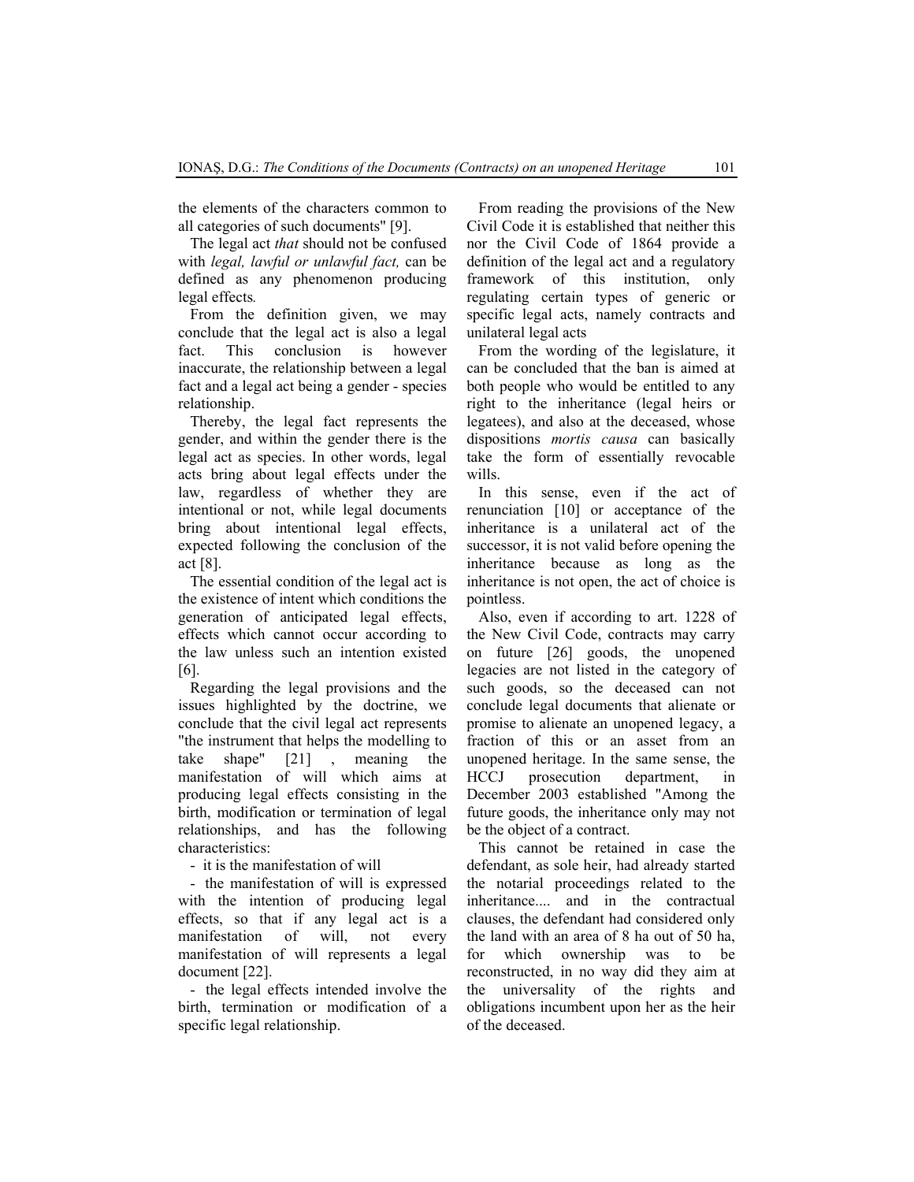the elements of the characters common to all categories of such documents" [9].

The legal act *that* should not be confused with *legal, lawful or unlawful fact,* can be defined as any phenomenon producing legal effects*.*

From the definition given, we may conclude that the legal act is also a legal fact. This conclusion is however inaccurate, the relationship between a legal fact and a legal act being a gender - species relationship.

Thereby, the legal fact represents the gender, and within the gender there is the legal act as species. In other words, legal acts bring about legal effects under the law, regardless of whether they are intentional or not, while legal documents bring about intentional legal effects, expected following the conclusion of the act [8].

The essential condition of the legal act is the existence of intent which conditions the generation of anticipated legal effects, effects which cannot occur according to the law unless such an intention existed [6].

Regarding the legal provisions and the issues highlighted by the doctrine, we conclude that the civil legal act represents "the instrument that helps the modelling to take shape" [21] , meaning the manifestation of will which aims at producing legal effects consisting in the birth, modification or termination of legal relationships, and has the following characteristics:

- it is the manifestation of will
- the manifestation of will is expressed with the intention of producing legal effects, so that if any legal act is a manifestation of will, not every manifestation of will represents a legal document [22].
- the legal effects intended involve the birth, termination or modification of a specific legal relationship.

From reading the provisions of the New Civil Code it is established that neither this nor the Civil Code of 1864 provide a definition of the legal act and a regulatory framework of this institution, only regulating certain types of generic or specific legal acts, namely contracts and unilateral legal acts

From the wording of the legislature, it can be concluded that the ban is aimed at both people who would be entitled to any right to the inheritance (legal heirs or legatees), and also at the deceased, whose dispositions *mortis causa* can basically take the form of essentially revocable wills.

In this sense, even if the act of renunciation [10] or acceptance of the inheritance is a unilateral act of the successor, it is not valid before opening the inheritance because as long as the inheritance is not open, the act of choice is pointless.

Also, even if according to art. 1228 of the New Civil Code, contracts may carry on future [26] goods, the unopened legacies are not listed in the category of such goods, so the deceased can not conclude legal documents that alienate or promise to alienate an unopened legacy, a fraction of this or an asset from an unopened heritage. In the same sense, the HCCJ prosecution department, in December 2003 established "Among the future goods, the inheritance only may not be the object of a contract.

This cannot be retained in case the defendant, as sole heir, had already started the notarial proceedings related to the inheritance.... and in the contractual clauses, the defendant had considered only the land with an area of 8 ha out of 50 ha, for which ownership was to be reconstructed, in no way did they aim at the universality of the rights and obligations incumbent upon her as the heir of the deceased.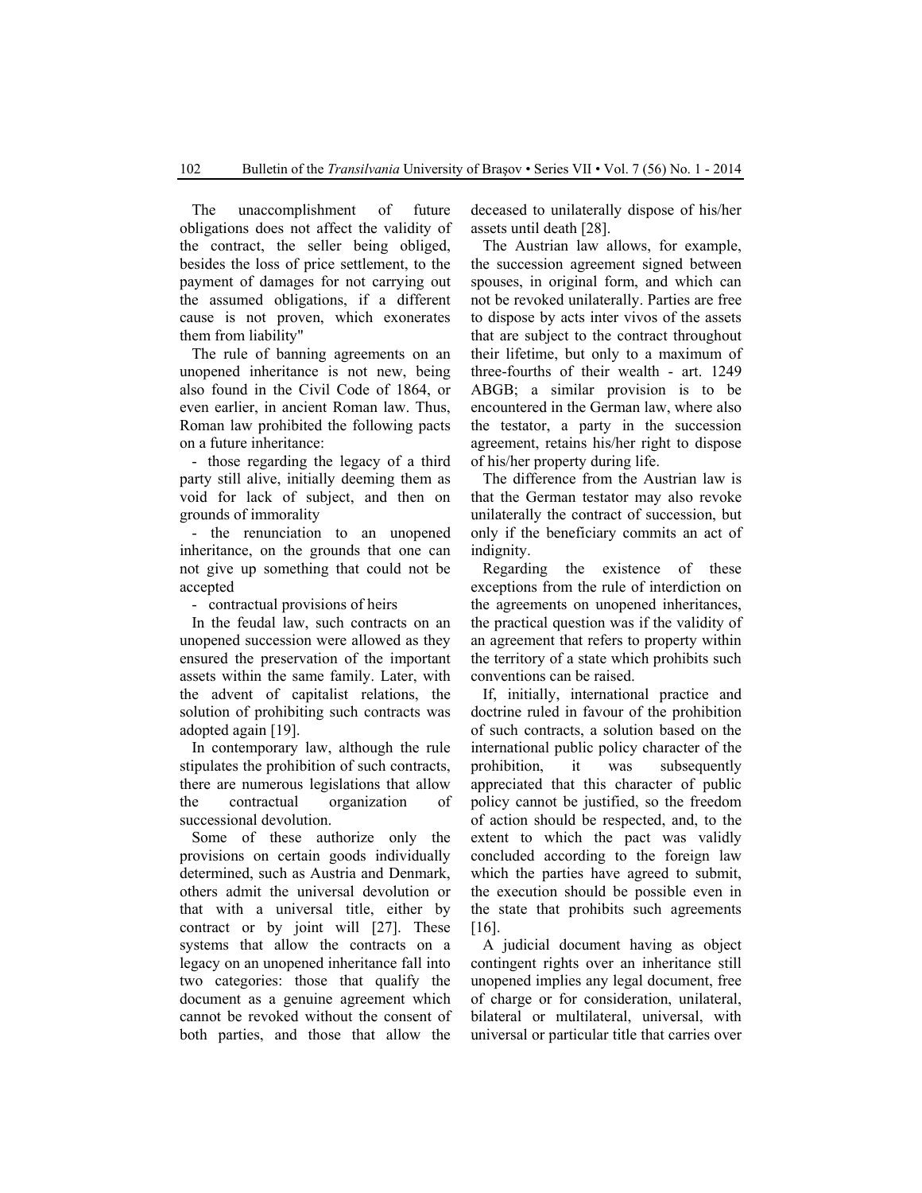The unaccomplishment of future obligations does not affect the validity of the contract, the seller being obliged, besides the loss of price settlement, to the payment of damages for not carrying out the assumed obligations, if a different cause is not proven, which exonerates them from liability"

The rule of banning agreements on an unopened inheritance is not new, being also found in the Civil Code of 1864, or even earlier, in ancient Roman law. Thus, Roman law prohibited the following pacts on a future inheritance:

- those regarding the legacy of a third party still alive, initially deeming them as void for lack of subject, and then on grounds of immorality
- the renunciation to an unopened inheritance, on the grounds that one can not give up something that could not be accepted
- contractual provisions of heirs

In the feudal law, such contracts on an unopened succession were allowed as they ensured the preservation of the important assets within the same family. Later, with the advent of capitalist relations, the solution of prohibiting such contracts was adopted again [19].

In contemporary law, although the rule stipulates the prohibition of such contracts, there are numerous legislations that allow the contractual organization of successional devolution.

Some of these authorize only the provisions on certain goods individually determined, such as Austria and Denmark, others admit the universal devolution or that with a universal title, either by contract or by joint will [27]. These systems that allow the contracts on a legacy on an unopened inheritance fall into two categories: those that qualify the document as a genuine agreement which cannot be revoked without the consent of both parties, and those that allow the deceased to unilaterally dispose of his/her assets until death [28].

The Austrian law allows, for example, the succession agreement signed between spouses, in original form, and which can not be revoked unilaterally. Parties are free to dispose by acts inter vivos of the assets that are subject to the contract throughout their lifetime, but only to a maximum of three-fourths of their wealth - art. 1249 ABGB; a similar provision is to be encountered in the German law, where also the testator, a party in the succession agreement, retains his/her right to dispose of his/her property during life.

The difference from the Austrian law is that the German testator may also revoke unilaterally the contract of succession, but only if the beneficiary commits an act of indignity.

Regarding the existence of these exceptions from the rule of interdiction on the agreements on unopened inheritances, the practical question was if the validity of an agreement that refers to property within the territory of a state which prohibits such conventions can be raised.

If, initially, international practice and doctrine ruled in favour of the prohibition of such contracts, a solution based on the international public policy character of the prohibition, it was subsequently appreciated that this character of public policy cannot be justified, so the freedom of action should be respected, and, to the extent to which the pact was validly concluded according to the foreign law which the parties have agreed to submit, the execution should be possible even in the state that prohibits such agreements [16].

A judicial document having as object contingent rights over an inheritance still unopened implies any legal document, free of charge or for consideration, unilateral, bilateral or multilateral, universal, with universal or particular title that carries over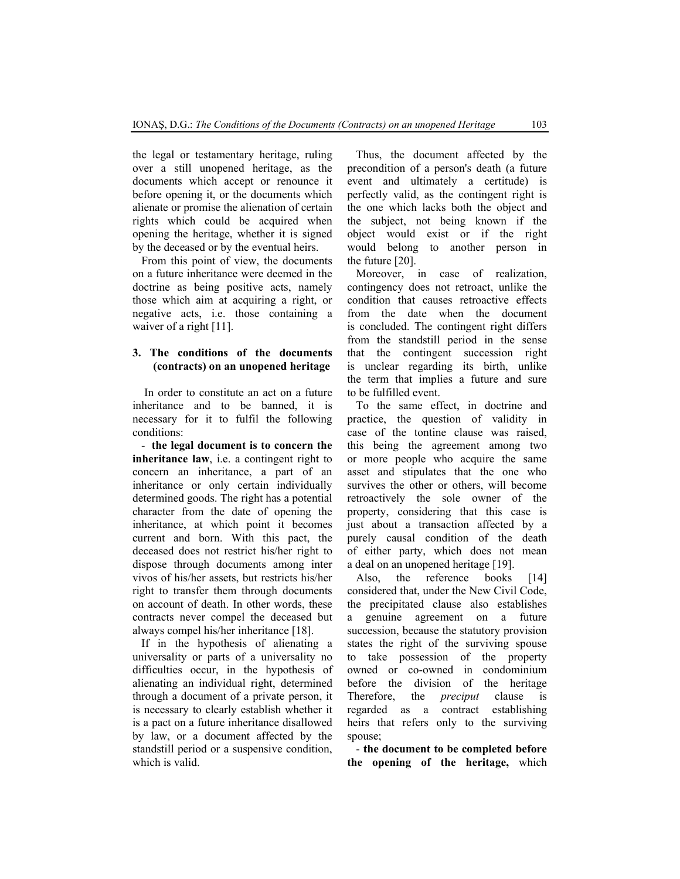the legal or testamentary heritage, ruling over a still unopened heritage, as the documents which accept or renounce it before opening it, or the documents which alienate or promise the alienation of certain rights which could be acquired when opening the heritage, whether it is signed by the deceased or by the eventual heirs.

From this point of view, the documents on a future inheritance were deemed in the doctrine as being positive acts, namely those which aim at acquiring a right, or negative acts, i.e. those containing a waiver of a right [11].

### 3. The conditions of the documents (contracts) on an unopened heritage

In order to constitute an act on a future inheritance and to be banned, it is necessary for it to fulfil the following conditions:

- **the legal document is to concern the inheritance law**, i.e. a contingent right to concern an inheritance, a part of an inheritance or only certain individually determined goods. The right has a potential character from the date of opening the inheritance, at which point it becomes current and born. With this pact, the deceased does not restrict his/her right to dispose through documents among inter vivos of his/her assets, but restricts his/her right to transfer them through documents on account of death. In other words, these contracts never compel the deceased but always compel his/her inheritance [18].

If in the hypothesis of alienating a universality or parts of a universality no difficulties occur, in the hypothesis of alienating an individual right, determined through a document of a private person, it is necessary to clearly establish whether it is a pact on a future inheritance disallowed by law, or a document affected by the standstill period or a suspensive condition, which is valid.

Thus, the document affected by the precondition of a person's death (a future event and ultimately a certitude) is perfectly valid, as the contingent right is the one which lacks both the object and the subject, not being known if the object would exist or if the right would belong to another person in the future [20].

Moreover, in case of realization, contingency does not retroact, unlike the condition that causes retroactive effects from the date when the document is concluded. The contingent right differs from the standstill period in the sense that the contingent succession right is unclear regarding its birth, unlike the term that implies a future and sure to be fulfilled event.

To the same effect, in doctrine and practice, the question of validity in case of the tontine clause was raised, this being the agreement among two or more people who acquire the same asset and stipulates that the one who survives the other or others, will become retroactively the sole owner of the property, considering that this case is just about a transaction affected by a purely causal condition of the death of either party, which does not mean a deal on an unopened heritage [19].

Also, the reference books [14] considered that, under the New Civil Code, the precipitated clause also establishes a genuine agreement on a future succession, because the statutory provision states the right of the surviving spouse to take possession of the property owned or co-owned in condominium before the division of the heritage Therefore, the *preciput* clause is regarded as a contract establishing heirs that refers only to the surviving spouse;

- **the document to be completed before the opening of the heritage,** which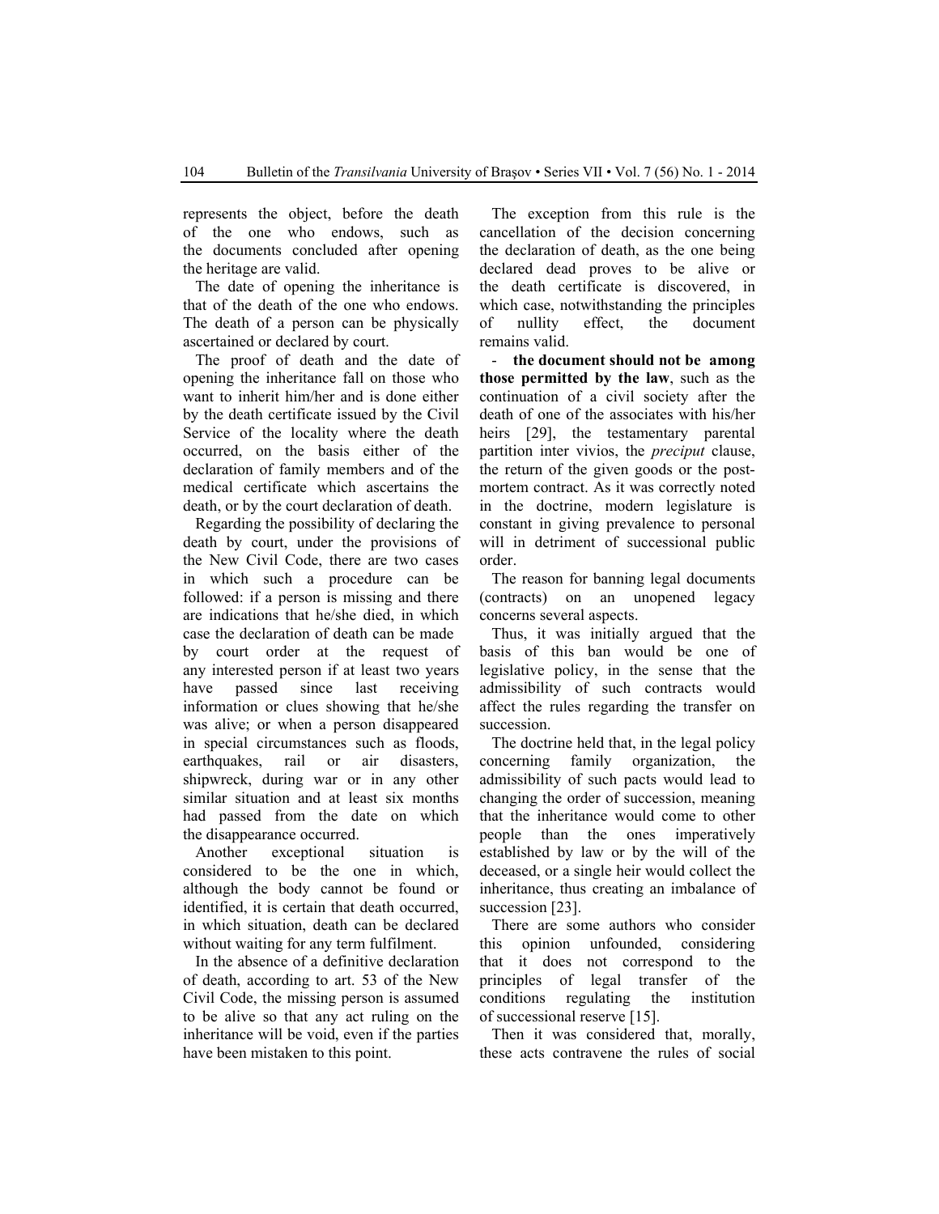represents the object, before the death of the one who endows, such as the documents concluded after opening the heritage are valid.

The date of opening the inheritance is that of the death of the one who endows. The death of a person can be physically ascertained or declared by court.

The proof of death and the date of opening the inheritance fall on those who want to inherit him/her and is done either by the death certificate issued by the Civil Service of the locality where the death occurred, on the basis either of the declaration of family members and of the medical certificate which ascertains the death, or by the court declaration of death.

Regarding the possibility of declaring the death by court, under the provisions of the New Civil Code, there are two cases in which such a procedure can be followed: if a person is missing and there are indications that he/she died, in which case the declaration of death can be made by court order at the request of any interested person if at least two years have passed since last receiving information or clues showing that he/she was alive; or when a person disappeared in special circumstances such as floods, earthquakes, rail or air disasters, shipwreck, during war or in any other similar situation and at least six months had passed from the date on which the disappearance occurred.

Another exceptional situation is considered to be the one in which, although the body cannot be found or identified, it is certain that death occurred, in which situation, death can be declared without waiting for any term fulfilment.

In the absence of a definitive declaration of death, according to art. 53 of the New Civil Code, the missing person is assumed to be alive so that any act ruling on the inheritance will be void, even if the parties have been mistaken to this point.

The exception from this rule is the cancellation of the decision concerning the declaration of death, as the one being declared dead proves to be alive or the death certificate is discovered, in which case, notwithstanding the principles of nullity effect, the document remains valid.

- **the document should not be among those permitted by the law**, such as the continuation of a civil society after the death of one of the associates with his/her heirs [29], the testamentary parental partition inter vivios, the *preciput* clause, the return of the given goods or the post-mortem contract. As it was correctly noted in the doctrine, modern legislature is constant in giving prevalence to personal will in detriment of successional public order.

The reason for banning legal documents (contracts) on an unopened legacy concerns several aspects.

Thus, it was initially argued that the basis of this ban would be one of legislative policy, in the sense that the admissibility of such contracts would affect the rules regarding the transfer on succession.

The doctrine held that, in the legal policy concerning family organization, the admissibility of such pacts would lead to changing the order of succession, meaning that the inheritance would come to other people than the ones imperatively established by law or by the will of the deceased, or a single heir would collect the inheritance, thus creating an imbalance of succession [23].

There are some authors who consider this opinion unfounded, considering that it does not correspond to the principles of legal transfer of the conditions regulating the institution of successional reserve [15].

Then it was considered that, morally, these acts contravene the rules of social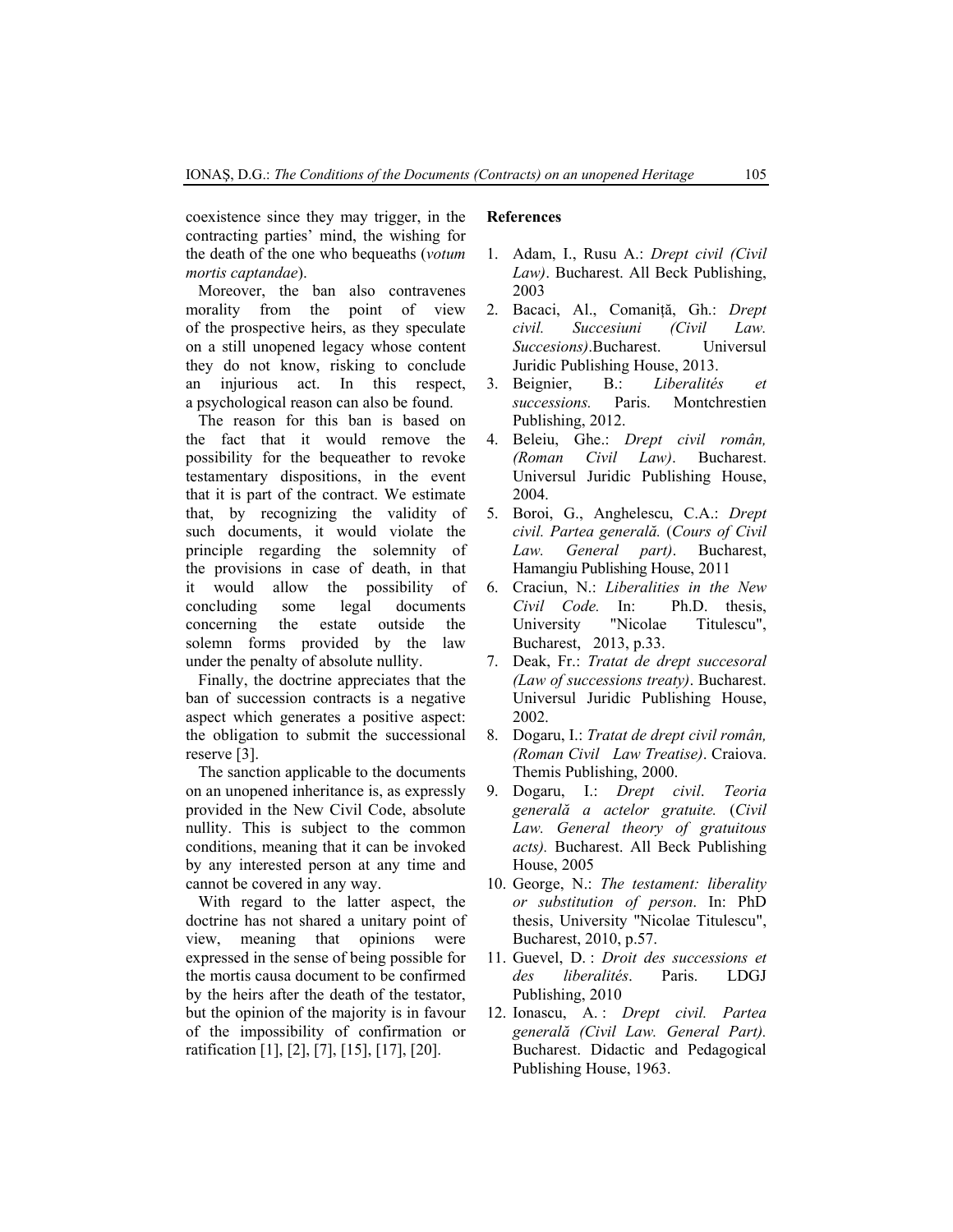coexistence since they may trigger, in the contracting parties' mind, the wishing for the death of the one who bequeaths (*votum mortis captandae*).

Moreover, the ban also contravenes morality from the point of view of the prospective heirs, as they speculate on a still unopened legacy whose content they do not know, risking to conclude an injurious act. In this respect, a psychological reason can also be found.

The reason for this ban is based on the fact that it would remove the possibility for the bequeather to revoke testamentary dispositions, in the event that it is part of the contract. We estimate that, by recognizing the validity of such documents, it would violate the principle regarding the solemnity of the provisions in case of death, in that it would allow the possibility of concluding some legal documents concerning the estate outside the solemn forms provided by the law under the penalty of absolute nullity.

Finally, the doctrine appreciates that the ban of succession contracts is a negative aspect which generates a positive aspect: the obligation to submit the successional reserve [3].

The sanction applicable to the documents on an unopened inheritance is, as expressly provided in the New Civil Code, absolute nullity. This is subject to the common conditions, meaning that it can be invoked by any interested person at any time and cannot be covered in any way.

With regard to the latter aspect, the doctrine has not shared a unitary point of view, meaning that opinions were expressed in the sense of being possible for the mortis causa document to be confirmed by the heirs after the death of the testator, but the opinion of the majority is in favour of the impossibility of confirmation or ratification [1], [2], [7], [15], [17], [20].

**References**

1. Adam, I., Rusu A.: *Drept civil (Civil Law)*. Bucharest. All Beck Publishing, 2003
2. Bacaci, Al., Comaniță, Gh.: *Drept civil. Succesiuni (Civil Law. Succesions)*.Bucharest. Universul Juridic Publishing House, 2013.
3. Beignier, B.: *Liberalités et successions.* Paris. Montchrestien Publishing, 2012.
4. Beleiu, Ghe.: *Drept civil român, (Roman Civil Law)*. Bucharest. Universul Juridic Publishing House, 2004.
5. Boroi, G., Anghelescu, C.A.: *Drept civil. Partea generală.* (*Cours of Civil Law. General part)*. Bucharest, Hamangiu Publishing House, 2011
6. Craciun, N.: *Liberalities in the New Civil Code.* In: Ph.D. thesis, University "Nicolae Titulescu", Bucharest, 2013, p.33.
7. Deak, Fr.: *Tratat de drept succesoral (Law of successions treaty)*. Bucharest. Universul Juridic Publishing House, 2002.
8. Dogaru, I.: *Tratat de drept civil român, (Roman Civil Law Treatise)*. Craiova. Themis Publishing, 2000.
9. Dogaru, I.: *Drept civil. Teoria generală a actelor gratuite.* (*Civil Law. General theory of gratuitous acts).* Bucharest. All Beck Publishing House, 2005
10. George, N.: *The testament: liberality or substitution of person*. In: PhD thesis, University "Nicolae Titulescu", Bucharest, 2010, p.57.
11. Guevel, D. : *Droit des successions et des liberalités*. Paris. LDGJ Publishing, 2010
12. Ionascu, A. : *Drept civil. Partea generală (Civil Law. General Part).* Bucharest. Didactic and Pedagogical Publishing House, 1963.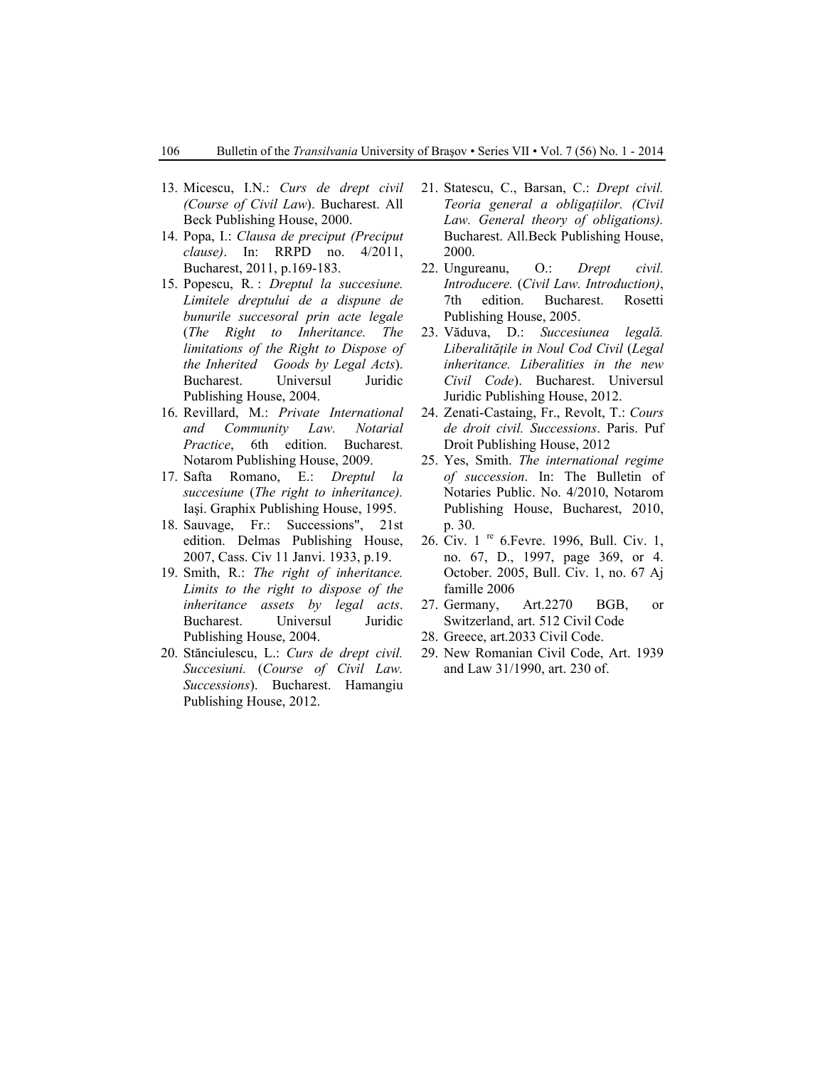13. Micescu, I.N.: *Curs de drept civil (Course of Civil Law*). Bucharest. All Beck Publishing House, 2000.
14. Popa, I.: *Clausa de preciput (Preciput clause)*. In: RRPD no. 4/2011, Bucharest, 2011, p.169-183.
15. Popescu, R. : *Dreptul la succesiune. Limitele dreptului de a dispune de bunurile succesoral prin acte legale* (*The Right to Inheritance. The limitations of the Right to Dispose of the Inherited Goods by Legal Acts*). Bucharest. Universul Juridic Publishing House, 2004.
16. Revillard, M.: *Private International and Community Law. Notarial Practice*, 6th edition. Bucharest. Notarom Publishing House, 2009.
17. Safta Romano, E.: *Dreptul la succesiune* (*The right to inheritance).* Iaşi. Graphix Publishing House, 1995.
18. Sauvage, Fr.: Successions", 21st edition. Delmas Publishing House, 2007, Cass. Civ 11 Janvi. 1933, p.19.
19. Smith, R.: *The right of inheritance. Limits to the right to dispose of the inheritance assets by legal acts*. Bucharest. Universul Juridic Publishing House, 2004.
20. Stănciulescu, L.: *Curs de drept civil. Succesiuni.* (*Course of Civil Law. Successions*). Bucharest. Hamangiu Publishing House, 2012.
21. Statescu, C., Barsan, C.: *Drept civil. Teoria general a obligațiilor. (Civil Law. General theory of obligations).* Bucharest. All.Beck Publishing House, 2000.
22. Ungureanu, O.: *Drept civil. Introducere.* (*Civil Law. Introduction)*, 7th edition. Bucharest. Rosetti Publishing House, 2005.
23. Văduva, D.: *Succesiunea legală. Liberalitățile in Noul Cod Civil* (*Legal inheritance. Liberalities in the new Civil Code*). Bucharest. Universul Juridic Publishing House, 2012.
24. Zenati-Castaing, Fr., Revolt, T.: *Cours de droit civil. Successions*. Paris. Puf Droit Publishing House, 2012
25. Yes, Smith. *The international regime of succession*. In: The Bulletin of Notaries Public. No. 4/2010, Notarom Publishing House, Bucharest, 2010, p. 30.
26. Civ. 1 re 6.Fevre. 1996, Bull. Civ. 1, no. 67, D., 1997, page 369, or 4. October. 2005, Bull. Civ. 1, no. 67 Aj famille 2006
27. Germany, Art.2270 BGB, or Switzerland, art. 512 Civil Code
28. Greece, art.2033 Civil Code.
29. New Romanian Civil Code, Art. 1939 and Law 31/1990, art. 230 of.